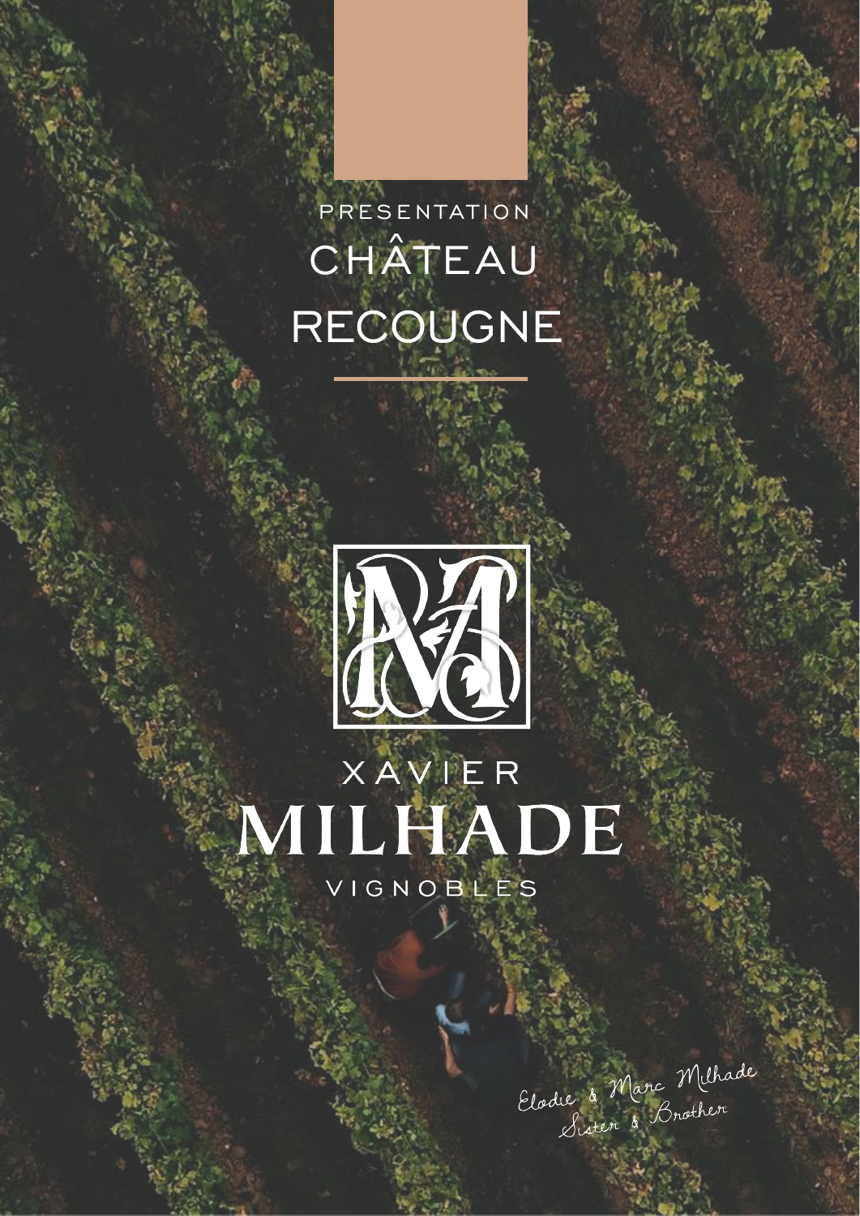PRESENTATION

# CHÂTEAU RECOUGNE

XAVIER

MILHADE

VIGNOBLES

*Elodie & Marc Milhade*
*Sister & Brother*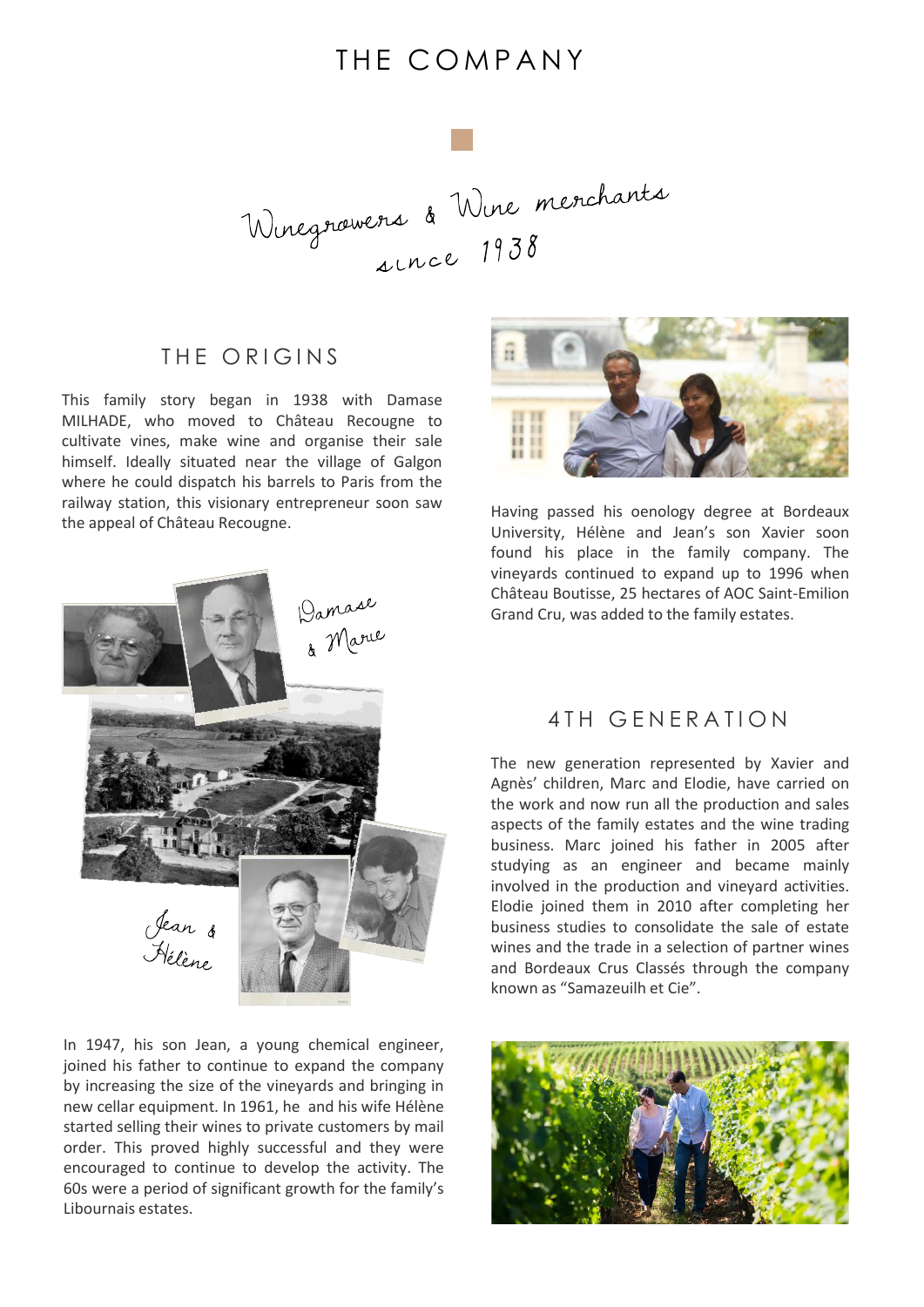# THE COMPANY

*Winegrowers & Wine merchants since 1938*

## THE ORIGINS

This family story began in 1938 with Damase MILHADE, who moved to Château Recougne to cultivate vines, make wine and organise their sale himself. Ideally situated near the village of Galgon where he could dispatch his barrels to Paris from the railway station, this visionary entrepreneur soon saw the appeal of Château Recougne.

*Damase & Marie*

*Jean & Hélène*

In 1947, his son Jean, a young chemical engineer, joined his father to continue to expand the company by increasing the size of the vineyards and bringing in new cellar equipment. In 1961, he and his wife Hélène started selling their wines to private customers by mail order. This proved highly successful and they were encouraged to continue to develop the activity. The 60s were a period of significant growth for the family's Libournais estates.

Having passed his oenology degree at Bordeaux University, Hélène and Jean's son Xavier soon found his place in the family company. The vineyards continued to expand up to 1996 when Château Boutisse, 25 hectares of AOC Saint-Emilion Grand Cru, was added to the family estates.

## 4TH GENERATION

The new generation represented by Xavier and Agnès' children, Marc and Elodie, have carried on the work and now run all the production and sales aspects of the family estates and the wine trading business. Marc joined his father in 2005 after studying as an engineer and became mainly involved in the production and vineyard activities. Elodie joined them in 2010 after completing her business studies to consolidate the sale of estate wines and the trade in a selection of partner wines and Bordeaux Crus Classés through the company known as "Samazeuilh et Cie".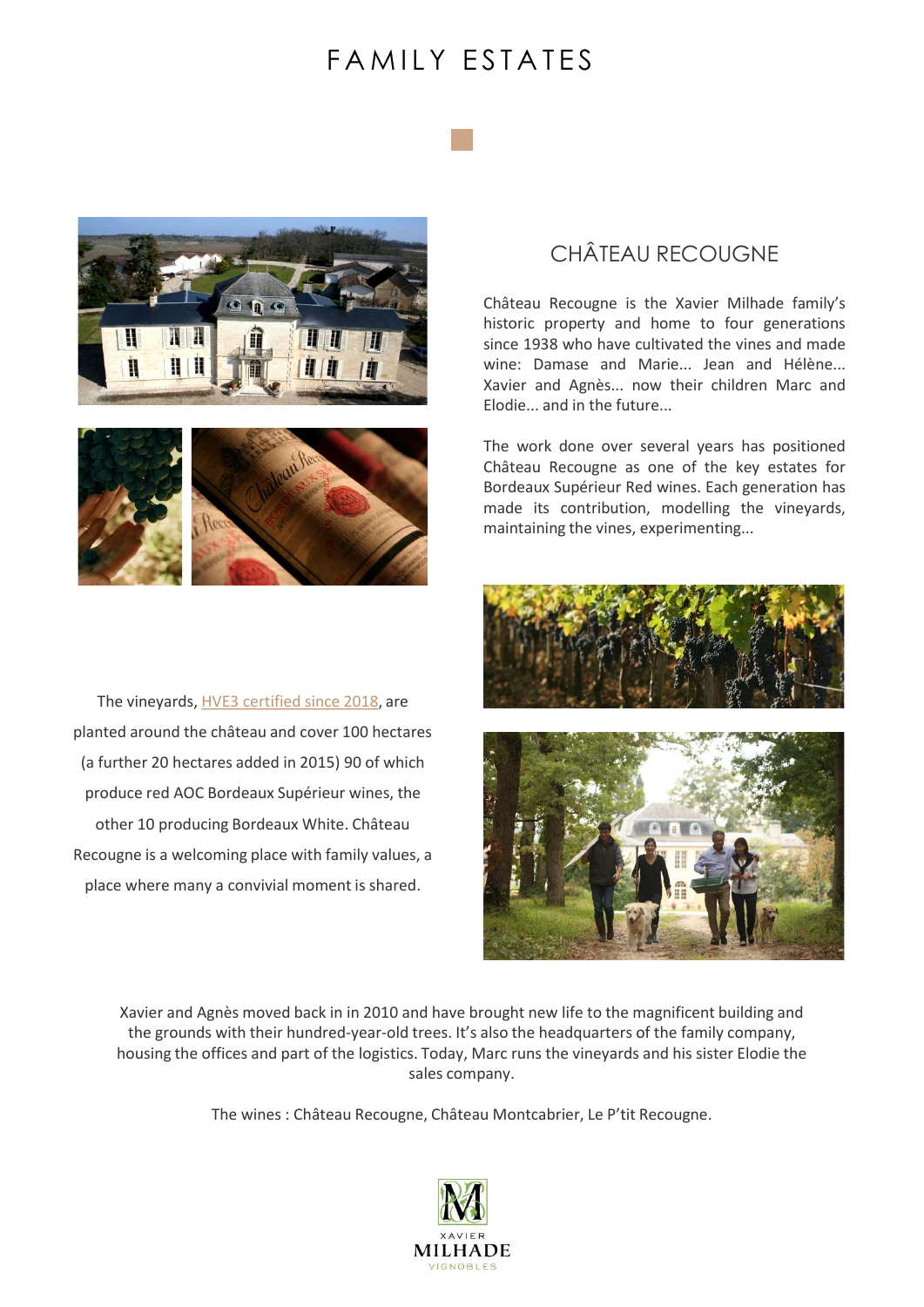# FAMILY ESTATES

## CHÂTEAU RECOUGNE

Château Recougne is the Xavier Milhade family's historic property and home to four generations since 1938 who have cultivated the vines and made wine: Damase and Marie... Jean and Hélène... Xavier and Agnès... now their children Marc and Elodie... and in the future...

The work done over several years has positioned Château Recougne as one of the key estates for Bordeaux Supérieur Red wines. Each generation has made its contribution, modelling the vineyards, maintaining the vines, experimenting...

The vineyards, HVE3 certified since 2018, are planted around the château and cover 100 hectares (a further 20 hectares added in 2015) 90 of which produce red AOC Bordeaux Supérieur wines, the other 10 producing Bordeaux White. Château Recougne is a welcoming place with family values, a place where many a convivial moment is shared.

Xavier and Agnès moved back in in 2010 and have brought new life to the magnificent building and the grounds with their hundred-year-old trees. It's also the headquarters of the family company, housing the offices and part of the logistics. Today, Marc runs the vineyards and his sister Elodie the sales company.

The wines : Château Recougne, Château Montcabrier, Le P'tit Recougne.

XAVIER MILHADE VIGNOBLES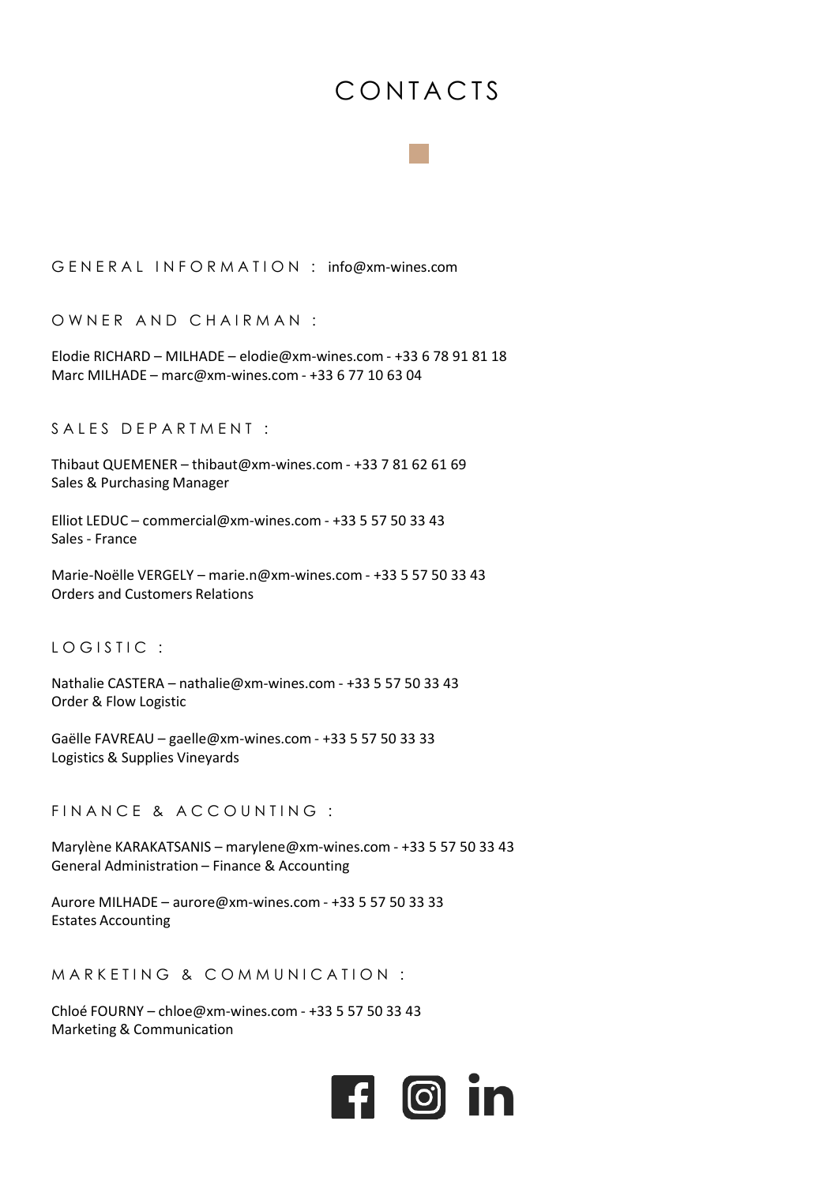# CONTACTS

## GENERAL INFORMATION : info@xm-wines.com

## OWNER AND CHAIRMAN :

Elodie RICHARD – MILHADE – elodie@xm-wines.com - +33 6 78 91 81 18
Marc MILHADE – marc@xm-wines.com - +33 6 77 10 63 04

## SALES DEPARTMENT :

Thibaut QUEMENER – thibaut@xm-wines.com - +33 7 81 62 61 69
Sales & Purchasing Manager

Elliot LEDUC – commercial@xm-wines.com - +33 5 57 50 33 43
Sales - France

Marie-Noëlle VERGELY – marie.n@xm-wines.com - +33 5 57 50 33 43
Orders and Customers Relations

## LOGISTIC :

Nathalie CASTERA – nathalie@xm-wines.com - +33 5 57 50 33 43
Order & Flow Logistic

Gaëlle FAVREAU – gaelle@xm-wines.com - +33 5 57 50 33 33
Logistics & Supplies Vineyards

## FINANCE & ACCOUNTING :

Marylène KARAKATSANIS – marylene@xm-wines.com - +33 5 57 50 33 43
General Administration – Finance & Accounting

Aurore MILHADE – aurore@xm-wines.com - +33 5 57 50 33 33
Estates Accounting

## MARKETING & COMMUNICATION :

Chloé FOURNY – chloe@xm-wines.com - +33 5 57 50 33 43
Marketing & Communication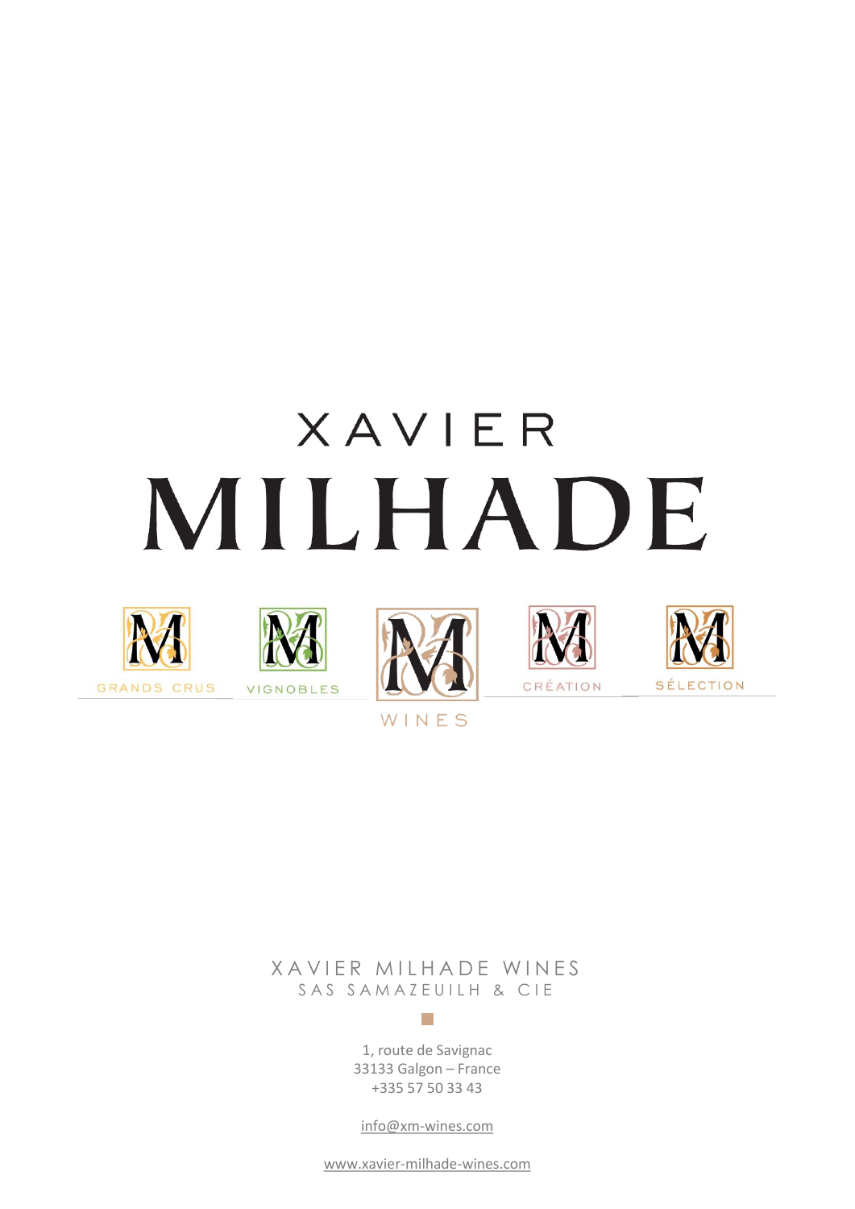# XAVIER MILHADE

GRANDS CRUS

VIGNOBLES

WINES

CRÉATION

SÉLECTION

XAVIER MILHADE WINES
SAS SAMAZEUILH & CIE

1, route de Savignac
33133 Galgon – France
+335 57 50 33 43

info@xm-wines.com

www.xavier-milhade-wines.com